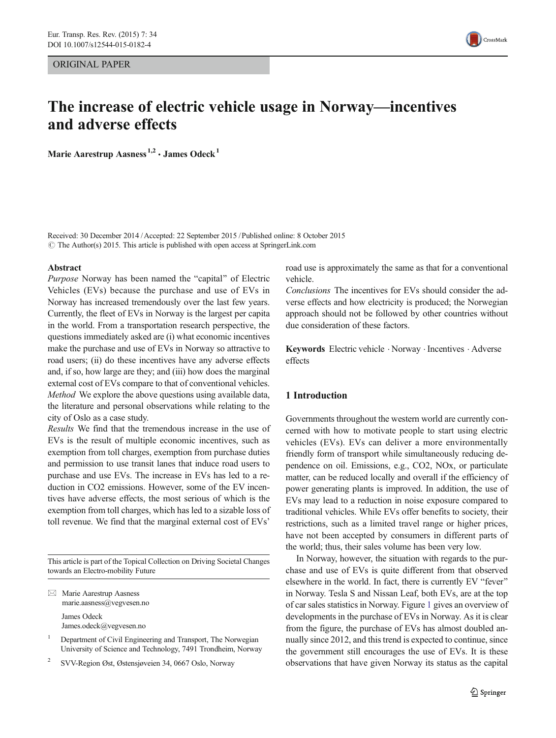ORIGINAL PAPER

# The increase of electric vehicle usage in Norway—incentives and adverse effects

**Marie Aarestrup Aasness**[1,2] **· James Odeck**[1]

Received: 30 December 2014 / Accepted: 22 September 2015 / Published online: 8 October 2015
© The Author(s) 2015. This article is published with open access at SpringerLink.com

**Abstract**

*Purpose* Norway has been named the "capital" of Electric Vehicles (EVs) because the purchase and use of EVs in Norway has increased tremendously over the last few years. Currently, the fleet of EVs in Norway is the largest per capita in the world. From a transportation research perspective, the questions immediately asked are (i) what economic incentives make the purchase and use of EVs in Norway so attractive to road users; (ii) do these incentives have any adverse effects and, if so, how large are they; and (iii) how does the marginal external cost of EVs compare to that of conventional vehicles.

*Method* We explore the above questions using available data, the literature and personal observations while relating to the city of Oslo as a case study.

*Results* We find that the tremendous increase in the use of EVs is the result of multiple economic incentives, such as exemption from toll charges, exemption from purchase duties and permission to use transit lanes that induce road users to purchase and use EVs. The increase in EVs has led to a reduction in CO2 emissions. However, some of the EV incentives have adverse effects, the most serious of which is the exemption from toll charges, which has led to a sizable loss of toll revenue. We find that the marginal external cost of EVs' road use is approximately the same as that for a conventional vehicle.

*Conclusions* The incentives for EVs should consider the adverse effects and how electricity is produced; the Norwegian approach should not be followed by other countries without due consideration of these factors.

**Keywords** Electric vehicle · Norway · Incentives · Adverse effects

This article is part of the Topical Collection on Driving Societal Changes towards an Electro-mobility Future

✉ Marie Aarestrup Aasness
marie.aasness@vegvesen.no

James Odeck
James.odeck@vegvesen.no

[1] Department of Civil Engineering and Transport, The Norwegian University of Science and Technology, 7491 Trondheim, Norway

[2] SVV-Region Øst, Østensjøveien 34, 0667 Oslo, Norway

## 1 Introduction

Governments throughout the western world are currently concerned with how to motivate people to start using electric vehicles (EVs). EVs can deliver a more environmentally friendly form of transport while simultaneously reducing dependence on oil. Emissions, e.g., CO2, NOx, or particulate matter, can be reduced locally and overall if the efficiency of power generating plants is improved. In addition, the use of EVs may lead to a reduction in noise exposure compared to traditional vehicles. While EVs offer benefits to society, their restrictions, such as a limited travel range or higher prices, have not been accepted by consumers in different parts of the world; thus, their sales volume has been very low.

In Norway, however, the situation with regards to the purchase and use of EVs is quite different from that observed elsewhere in the world. In fact, there is currently EV "fever" in Norway. Tesla S and Nissan Leaf, both EVs, are at the top of car sales statistics in Norway. Figure 1 gives an overview of developments in the purchase of EVs in Norway. As it is clear from the figure, the purchase of EVs has almost doubled annually since 2012, and this trend is expected to continue, since the government still encourages the use of EVs. It is these observations that have given Norway its status as the capital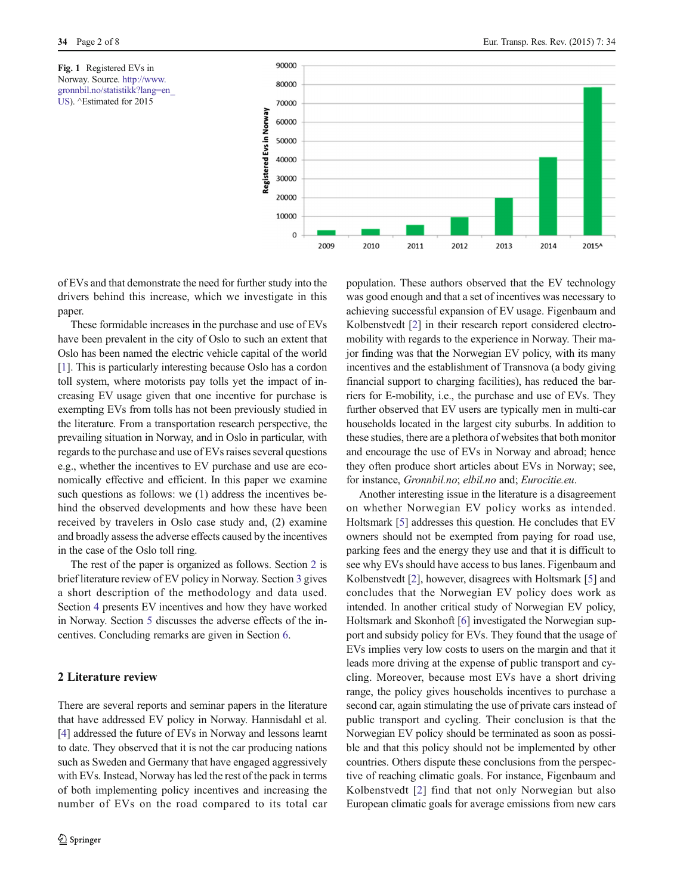Fig. 1 Registered EVs in Norway. Source. http://www.gronnbil.no/statistikk?lang=en_US). ^Estimated for 2015

of EVs and that demonstrate the need for further study into the drivers behind this increase, which we investigate in this paper.

These formidable increases in the purchase and use of EVs have been prevalent in the city of Oslo to such an extent that Oslo has been named the electric vehicle capital of the world [1]. This is particularly interesting because Oslo has a cordon toll system, where motorists pay tolls yet the impact of increasing EV usage given that one incentive for purchase is exempting EVs from tolls has not been previously studied in the literature. From a transportation research perspective, the prevailing situation in Norway, and in Oslo in particular, with regards to the purchase and use of EVs raises several questions e.g., whether the incentives to EV purchase and use are economically effective and efficient. In this paper we examine such questions as follows: we (1) address the incentives behind the observed developments and how these have been received by travelers in Oslo case study and, (2) examine and broadly assess the adverse effects caused by the incentives in the case of the Oslo toll ring.

The rest of the paper is organized as follows. Section 2 is brief literature review of EV policy in Norway. Section 3 gives a short description of the methodology and data used. Section 4 presents EV incentives and how they have worked in Norway. Section 5 discusses the adverse effects of the incentives. Concluding remarks are given in Section 6.

## 2 Literature review

There are several reports and seminar papers in the literature that have addressed EV policy in Norway. Hannisdahl et al. [4] addressed the future of EVs in Norway and lessons learnt to date. They observed that it is not the car producing nations such as Sweden and Germany that have engaged aggressively with EVs. Instead, Norway has led the rest of the pack in terms of both implementing policy incentives and increasing the number of EVs on the road compared to its total car population. These authors observed that the EV technology was good enough and that a set of incentives was necessary to achieving successful expansion of EV usage. Figenbaum and Kolbenstvedt [2] in their research report considered electromobility with regards to the experience in Norway. Their major finding was that the Norwegian EV policy, with its many incentives and the establishment of Transnova (a body giving financial support to charging facilities), has reduced the barriers for E-mobility, i.e., the purchase and use of EVs. They further observed that EV users are typically men in multi-car households located in the largest city suburbs. In addition to these studies, there are a plethora of websites that both monitor and encourage the use of EVs in Norway and abroad; hence they often produce short articles about EVs in Norway; see, for instance, *Gronnbil.no*; *elbil.no* and; *Eurocitie.eu*.

Another interesting issue in the literature is a disagreement on whether Norwegian EV policy works as intended. Holtsmark [5] addresses this question. He concludes that EV owners should not be exempted from paying for road use, parking fees and the energy they use and that it is difficult to see why EVs should have access to bus lanes. Figenbaum and Kolbenstvedt [2], however, disagrees with Holtsmark [5] and concludes that the Norwegian EV policy does work as intended. In another critical study of Norwegian EV policy, Holtsmark and Skonhoft [6] investigated the Norwegian support and subsidy policy for EVs. They found that the usage of EVs implies very low costs to users on the margin and that it leads more driving at the expense of public transport and cycling. Moreover, because most EVs have a short driving range, the policy gives households incentives to purchase a second car, again stimulating the use of private cars instead of public transport and cycling. Their conclusion is that the Norwegian EV policy should be terminated as soon as possible and that this policy should not be implemented by other countries. Others dispute these conclusions from the perspective of reaching climatic goals. For instance, Figenbaum and Kolbenstvedt [2] find that not only Norwegian but also European climatic goals for average emissions from new cars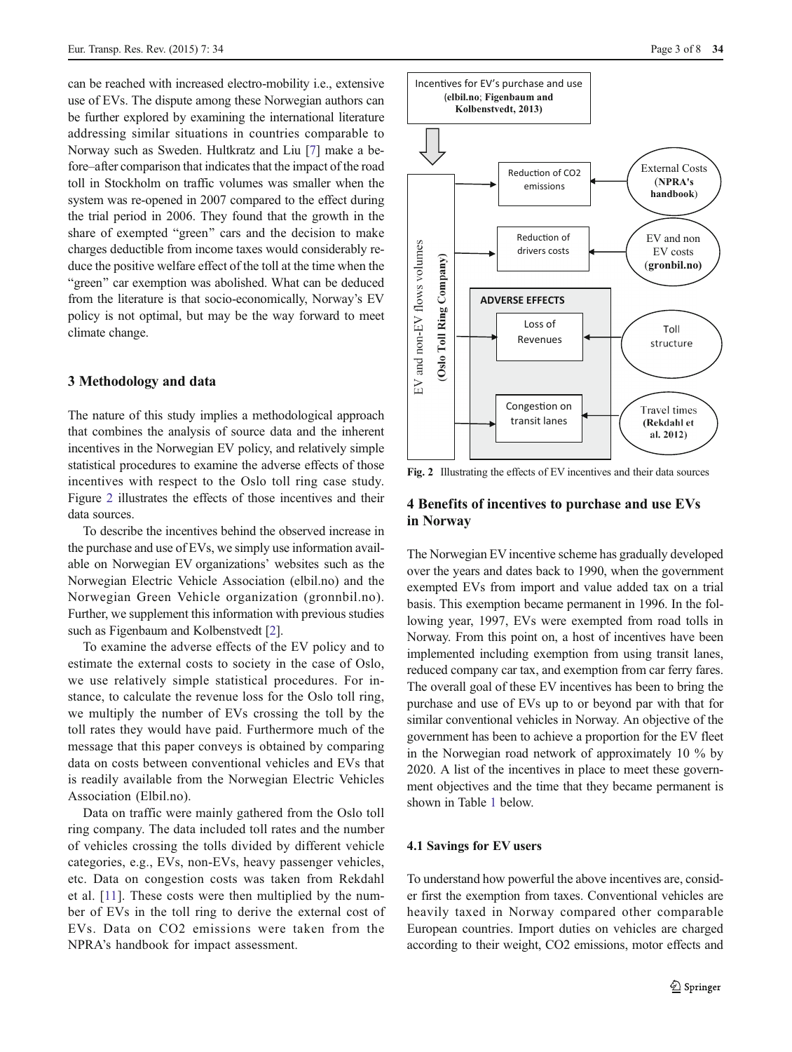can be reached with increased electro-mobility i.e., extensive use of EVs. The dispute among these Norwegian authors can be further explored by examining the international literature addressing similar situations in countries comparable to Norway such as Sweden. Hultkratz and Liu [7] make a before–after comparison that indicates that the impact of the road toll in Stockholm on traffic volumes was smaller when the system was re-opened in 2007 compared to the effect during the trial period in 2006. They found that the growth in the share of exempted "green" cars and the decision to make charges deductible from income taxes would considerably reduce the positive welfare effect of the toll at the time when the "green" car exemption was abolished. What can be deduced from the literature is that socio-economically, Norway's EV policy is not optimal, but may be the way forward to meet climate change.

## 3 Methodology and data

The nature of this study implies a methodological approach that combines the analysis of source data and the inherent incentives in the Norwegian EV policy, and relatively simple statistical procedures to examine the adverse effects of those incentives with respect to the Oslo toll ring case study. Figure 2 illustrates the effects of those incentives and their data sources.

To describe the incentives behind the observed increase in the purchase and use of EVs, we simply use information available on Norwegian EV organizations' websites such as the Norwegian Electric Vehicle Association (elbil.no) and the Norwegian Green Vehicle organization (gronnbil.no). Further, we supplement this information with previous studies such as Figenbaum and Kolbenstvedt [2].

To examine the adverse effects of the EV policy and to estimate the external costs to society in the case of Oslo, we use relatively simple statistical procedures. For instance, to calculate the revenue loss for the Oslo toll ring, we multiply the number of EVs crossing the toll by the toll rates they would have paid. Furthermore much of the message that this paper conveys is obtained by comparing data on costs between conventional vehicles and EVs that is readily available from the Norwegian Electric Vehicles Association (Elbil.no).

Data on traffic were mainly gathered from the Oslo toll ring company. The data included toll rates and the number of vehicles crossing the tolls divided by different vehicle categories, e.g., EVs, non-EVs, heavy passenger vehicles, etc. Data on congestion costs was taken from Rekdahl et al. [11]. These costs were then multiplied by the number of EVs in the toll ring to derive the external cost of EVs. Data on CO2 emissions were taken from the NPRA's handbook for impact assessment.

Incentives for EV's purchase and use (elbil.no; Figenbaum and Kolbenstvedt, 2013)

EV and non-EV flows volumes (Oslo Toll Ring Company)

Reduction of CO2 emissions — External Costs (NPRA's handbook)

Reduction of drivers costs — EV and non EV costs (gronbil.no)

ADVERSE EFFECTS

Loss of Revenues — Toll structure

Congestion on transit lanes — Travel times (Rekdahl et al. 2012)

**Fig. 2** Illustrating the effects of EV incentives and their data sources

## 4 Benefits of incentives to purchase and use EVs in Norway

The Norwegian EV incentive scheme has gradually developed over the years and dates back to 1990, when the government exempted EVs from import and value added tax on a trial basis. This exemption became permanent in 1996. In the following year, 1997, EVs were exempted from road tolls in Norway. From this point on, a host of incentives have been implemented including exemption from using transit lanes, reduced company car tax, and exemption from car ferry fares. The overall goal of these EV incentives has been to bring the purchase and use of EVs up to or beyond par with that for similar conventional vehicles in Norway. An objective of the government has been to achieve a proportion for the EV fleet in the Norwegian road network of approximately 10 % by 2020. A list of the incentives in place to meet these government objectives and the time that they became permanent is shown in Table 1 below.

### 4.1 Savings for EV users

To understand how powerful the above incentives are, consider first the exemption from taxes. Conventional vehicles are heavily taxed in Norway compared other comparable European countries. Import duties on vehicles are charged according to their weight, CO2 emissions, motor effects and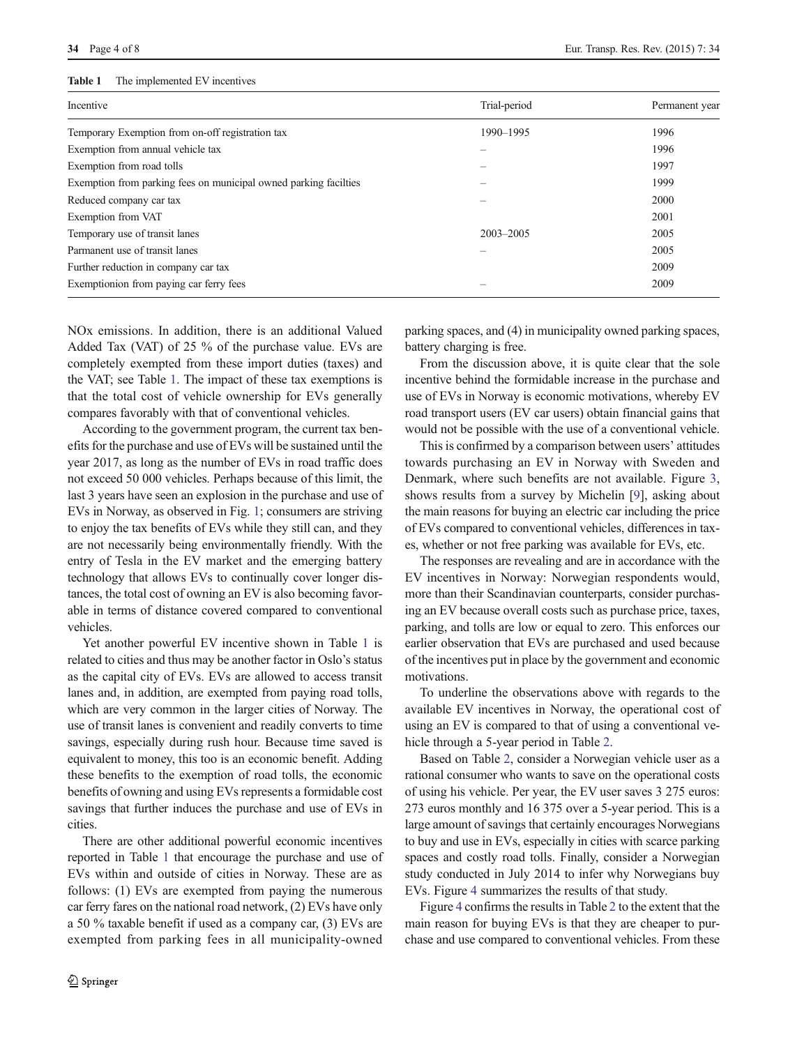**Table 1** The implemented EV incentives

| Incentive | Trial-period | Permanent year |
|---|---|---|
| Temporary Exemption from on-off registration tax | 1990–1995 | 1996 |
| Exemption from annual vehicle tax | – | 1996 |
| Exemption from road tolls | – | 1997 |
| Exemption from parking fees on municipal owned parking facilties | – | 1999 |
| Reduced company car tax | – | 2000 |
| Exemption from VAT | | 2001 |
| Temporary use of transit lanes | 2003–2005 | 2005 |
| Parmanent use of transit lanes | – | 2005 |
| Further reduction in company car tax | | 2009 |
| Exemptionion from paying car ferry fees | – | 2009 |

NOx emissions. In addition, there is an additional Valued Added Tax (VAT) of 25 % of the purchase value. EVs are completely exempted from these import duties (taxes) and the VAT; see Table 1. The impact of these tax exemptions is that the total cost of vehicle ownership for EVs generally compares favorably with that of conventional vehicles.

According to the government program, the current tax benefits for the purchase and use of EVs will be sustained until the year 2017, as long as the number of EVs in road traffic does not exceed 50 000 vehicles. Perhaps because of this limit, the last 3 years have seen an explosion in the purchase and use of EVs in Norway, as observed in Fig. 1; consumers are striving to enjoy the tax benefits of EVs while they still can, and they are not necessarily being environmentally friendly. With the entry of Tesla in the EV market and the emerging battery technology that allows EVs to continually cover longer distances, the total cost of owning an EV is also becoming favorable in terms of distance covered compared to conventional vehicles.

Yet another powerful EV incentive shown in Table 1 is related to cities and thus may be another factor in Oslo's status as the capital city of EVs. EVs are allowed to access transit lanes and, in addition, are exempted from paying road tolls, which are very common in the larger cities of Norway. The use of transit lanes is convenient and readily converts to time savings, especially during rush hour. Because time saved is equivalent to money, this too is an economic benefit. Adding these benefits to the exemption of road tolls, the economic benefits of owning and using EVs represents a formidable cost savings that further induces the purchase and use of EVs in cities.

There are other additional powerful economic incentives reported in Table 1 that encourage the purchase and use of EVs within and outside of cities in Norway. These are as follows: (1) EVs are exempted from paying the numerous car ferry fares on the national road network, (2) EVs have only a 50 % taxable benefit if used as a company car, (3) EVs are exempted from parking fees in all municipality-owned parking spaces, and (4) in municipality owned parking spaces, battery charging is free.

From the discussion above, it is quite clear that the sole incentive behind the formidable increase in the purchase and use of EVs in Norway is economic motivations, whereby EV road transport users (EV car users) obtain financial gains that would not be possible with the use of a conventional vehicle.

This is confirmed by a comparison between users' attitudes towards purchasing an EV in Norway with Sweden and Denmark, where such benefits are not available. Figure 3, shows results from a survey by Michelin [9], asking about the main reasons for buying an electric car including the price of EVs compared to conventional vehicles, differences in taxes, whether or not free parking was available for EVs, etc.

The responses are revealing and are in accordance with the EV incentives in Norway: Norwegian respondents would, more than their Scandinavian counterparts, consider purchasing an EV because overall costs such as purchase price, taxes, parking, and tolls are low or equal to zero. This enforces our earlier observation that EVs are purchased and used because of the incentives put in place by the government and economic motivations.

To underline the observations above with regards to the available EV incentives in Norway, the operational cost of using an EV is compared to that of using a conventional vehicle through a 5-year period in Table 2.

Based on Table 2, consider a Norwegian vehicle user as a rational consumer who wants to save on the operational costs of using his vehicle. Per year, the EV user saves 3 275 euros: 273 euros monthly and 16 375 over a 5-year period. This is a large amount of savings that certainly encourages Norwegians to buy and use in EVs, especially in cities with scarce parking spaces and costly road tolls. Finally, consider a Norwegian study conducted in July 2014 to infer why Norwegians buy EVs. Figure 4 summarizes the results of that study.

Figure 4 confirms the results in Table 2 to the extent that the main reason for buying EVs is that they are cheaper to purchase and use compared to conventional vehicles. From these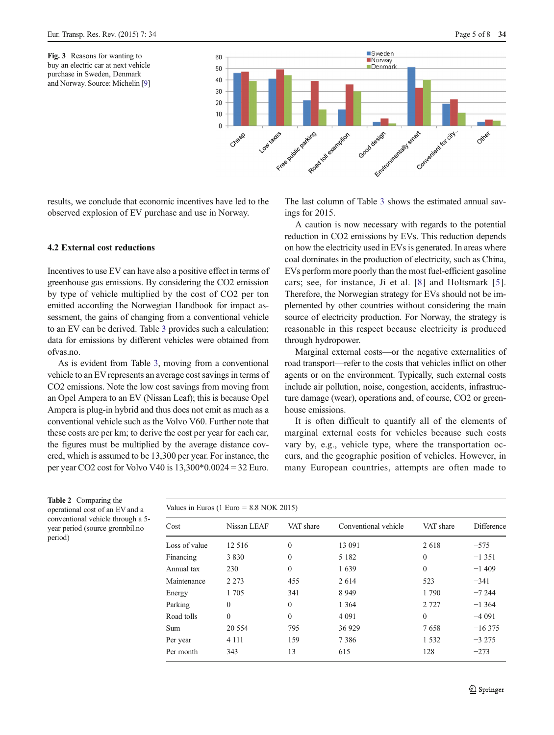Fig. 3 Reasons for wanting to buy an electric car at next vehicle purchase in Sweden, Denmark and Norway. Source: Michelin [9]

results, we conclude that economic incentives have led to the observed explosion of EV purchase and use in Norway.

### 4.2 External cost reductions

Incentives to use EV can have also a positive effect in terms of greenhouse gas emissions. By considering the CO2 emission by type of vehicle multiplied by the cost of CO2 per ton emitted according the Norwegian Handbook for impact assessment, the gains of changing from a conventional vehicle to an EV can be derived. Table 3 provides such a calculation; data for emissions by different vehicles were obtained from ofvas.no.

As is evident from Table 3, moving from a conventional vehicle to an EV represents an average cost savings in terms of CO2 emissions. Note the low cost savings from moving from an Opel Ampera to an EV (Nissan Leaf); this is because Opel Ampera is plug-in hybrid and thus does not emit as much as a conventional vehicle such as the Volvo V60. Further note that these costs are per km; to derive the cost per year for each car, the figures must be multiplied by the average distance covered, which is assumed to be 13,300 per year. For instance, the per year CO2 cost for Volvo V40 is 13,300*0.0024 = 32 Euro.

The last column of Table 3 shows the estimated annual savings for 2015.

A caution is now necessary with regards to the potential reduction in CO2 emissions by EVs. This reduction depends on how the electricity used in EVs is generated. In areas where coal dominates in the production of electricity, such as China, EVs perform more poorly than the most fuel-efficient gasoline cars; see, for instance, Ji et al. [8] and Holtsmark [5]. Therefore, the Norwegian strategy for EVs should not be implemented by other countries without considering the main source of electricity production. For Norway, the strategy is reasonable in this respect because electricity is produced through hydropower.

Marginal external costs—or the negative externalities of road transport—refer to the costs that vehicles inflict on other agents or on the environment. Typically, such external costs include air pollution, noise, congestion, accidents, infrastructure damage (wear), operations and, of course, CO2 or greenhouse emissions.

It is often difficult to quantify all of the elements of marginal external costs for vehicles because such costs vary by, e.g., vehicle type, where the transportation occurs, and the geographic position of vehicles. However, in many European countries, attempts are often made to

Table 2 Comparing the operational cost of an EV and a conventional vehicle through a 5-year period (source gronnbil.no period)

Values in Euros (1 Euro = 8.8 NOK 2015)

| Cost | Nissan LEAF | VAT share | Conventional vehicle | VAT share | Difference |
|---|---|---|---|---|---|
| Loss of value | 12 516 | 0 | 13 091 | 2 618 | −575 |
| Financing | 3 830 | 0 | 5 182 | 0 | −1 351 |
| Annual tax | 230 | 0 | 1 639 | 0 | −1 409 |
| Maintenance | 2 273 | 455 | 2 614 | 523 | −341 |
| Energy | 1 705 | 341 | 8 949 | 1 790 | −7 244 |
| Parking | 0 | 0 | 1 364 | 2 727 | −1 364 |
| Road tolls | 0 | 0 | 4 091 | 0 | −4 091 |
| Sum | 20 554 | 795 | 36 929 | 7 658 | −16 375 |
| Per year | 4 111 | 159 | 7 386 | 1 532 | −3 275 |
| Per month | 343 | 13 | 615 | 128 | −273 |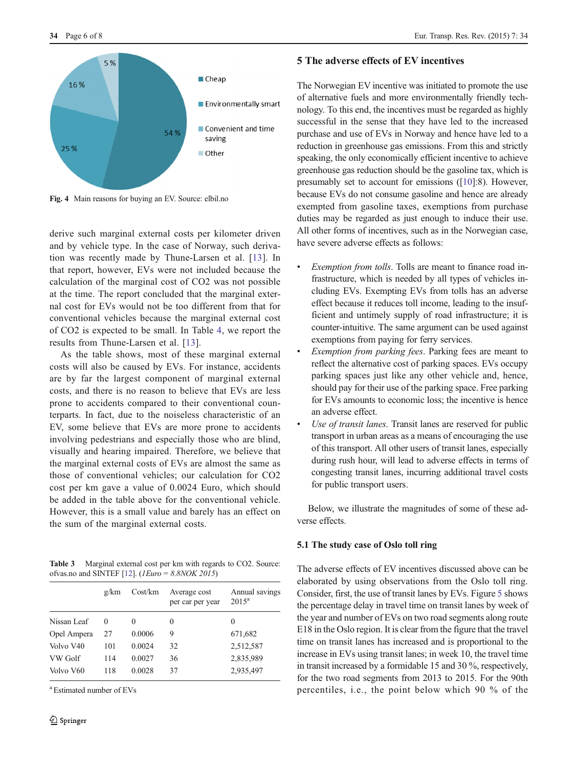Fig. 4 Main reasons for buying an EV. Source: elbil.no

derive such marginal external costs per kilometer driven and by vehicle type. In the case of Norway, such derivation was recently made by Thune-Larsen et al. [13]. In that report, however, EVs were not included because the calculation of the marginal cost of CO2 was not possible at the time. The report concluded that the marginal external cost for EVs would not be too different from that for conventional vehicles because the marginal external cost of CO2 is expected to be small. In Table 4, we report the results from Thune-Larsen et al. [13].

As the table shows, most of these marginal external costs will also be caused by EVs. For instance, accidents are by far the largest component of marginal external costs, and there is no reason to believe that EVs are less prone to accidents compared to their conventional counterparts. In fact, due to the noiseless characteristic of an EV, some believe that EVs are more prone to accidents involving pedestrians and especially those who are blind, visually and hearing impaired. Therefore, we believe that the marginal external costs of EVs are almost the same as those of conventional vehicles; our calculation for CO2 cost per km gave a value of 0.0024 Euro, which should be added in the table above for the conventional vehicle. However, this is a small value and barely has an effect on the sum of the marginal external costs.

Table 3 Marginal external cost per km with regards to CO2. Source: ofvas.no and SINTEF [12]. (*1Euro = 8.8NOK 2015*)

| | g/km | Cost/km | Average cost per car per year | Annual savings 2015[a] |
|---|---|---|---|---|
| Nissan Leaf | 0 | 0 | 0 | 0 |
| Opel Ampera | 27 | 0.0006 | 9 | 671,682 |
| Volvo V40 | 101 | 0.0024 | 32 | 2,512,587 |
| VW Golf | 114 | 0.0027 | 36 | 2,835,989 |
| Volvo V60 | 118 | 0.0028 | 37 | 2,935,497 |

[a] Estimated number of EVs

## 5 The adverse effects of EV incentives

The Norwegian EV incentive was initiated to promote the use of alternative fuels and more environmentally friendly technology. To this end, the incentives must be regarded as highly successful in the sense that they have led to the increased purchase and use of EVs in Norway and hence have led to a reduction in greenhouse gas emissions. From this and strictly speaking, the only economically efficient incentive to achieve greenhouse gas reduction should be the gasoline tax, which is presumably set to account for emissions ([10]:8). However, because EVs do not consume gasoline and hence are already exempted from gasoline taxes, exemptions from purchase duties may be regarded as just enough to induce their use. All other forms of incentives, such as in the Norwegian case, have severe adverse effects as follows:

- *Exemption from tolls*. Tolls are meant to finance road infrastructure, which is needed by all types of vehicles including EVs. Exempting EVs from tolls has an adverse effect because it reduces toll income, leading to the insufficient and untimely supply of road infrastructure; it is counter-intuitive. The same argument can be used against exemptions from paying for ferry services.
- *Exemption from parking fees*. Parking fees are meant to reflect the alternative cost of parking spaces. EVs occupy parking spaces just like any other vehicle and, hence, should pay for their use of the parking space. Free parking for EVs amounts to economic loss; the incentive is hence an adverse effect.
- *Use of transit lanes*. Transit lanes are reserved for public transport in urban areas as a means of encouraging the use of this transport. All other users of transit lanes, especially during rush hour, will lead to adverse effects in terms of congesting transit lanes, incurring additional travel costs for public transport users.

Below, we illustrate the magnitudes of some of these adverse effects.

### 5.1 The study case of Oslo toll ring

The adverse effects of EV incentives discussed above can be elaborated by using observations from the Oslo toll ring. Consider, first, the use of transit lanes by EVs. Figure 5 shows the percentage delay in travel time on transit lanes by week of the year and number of EVs on two road segments along route E18 in the Oslo region. It is clear from the figure that the travel time on transit lanes has increased and is proportional to the increase in EVs using transit lanes; in week 10, the travel time in transit increased by a formidable 15 and 30 %, respectively, for the two road segments from 2013 to 2015. For the 90th percentiles, i.e., the point below which 90 % of the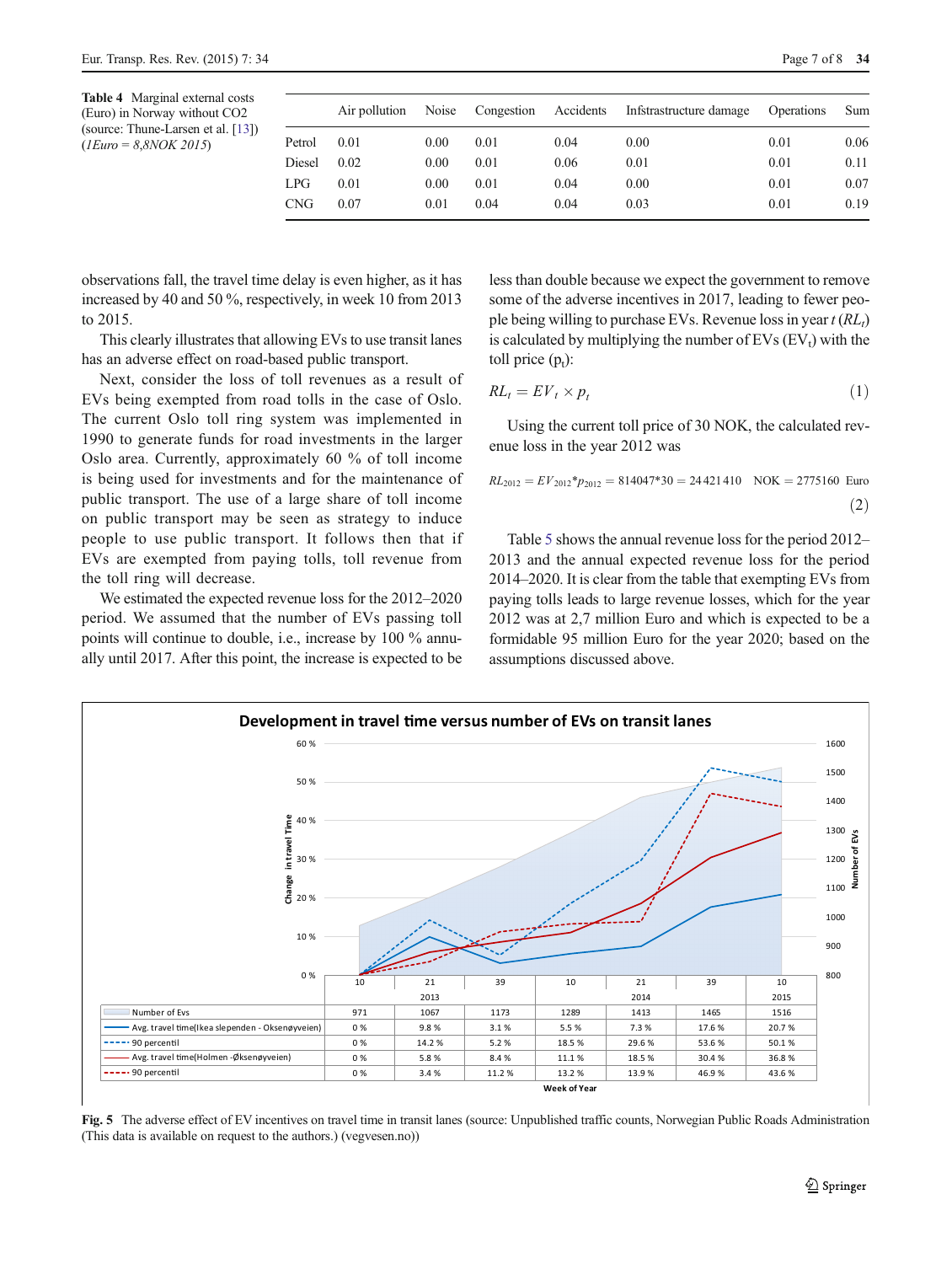**Table 4** Marginal external costs (Euro) in Norway without CO2 (source: Thune-Larsen et al. [13]) (*1Euro = 8,8NOK 2015*)

| | Air pollution | Noise | Congestion | Accidents | Infstrastructure damage | Operations | Sum |
|---|---|---|---|---|---|---|---|
| Petrol | 0.01 | 0.00 | 0.01 | 0.04 | 0.00 | 0.01 | 0.06 |
| Diesel | 0.02 | 0.00 | 0.01 | 0.06 | 0.01 | 0.01 | 0.11 |
| LPG | 0.01 | 0.00 | 0.01 | 0.04 | 0.00 | 0.01 | 0.07 |
| CNG | 0.07 | 0.01 | 0.04 | 0.04 | 0.03 | 0.01 | 0.19 |

observations fall, the travel time delay is even higher, as it has increased by 40 and 50 %, respectively, in week 10 from 2013 to 2015.

This clearly illustrates that allowing EVs to use transit lanes has an adverse effect on road-based public transport.

Next, consider the loss of toll revenues as a result of EVs being exempted from road tolls in the case of Oslo. The current Oslo toll ring system was implemented in 1990 to generate funds for road investments in the larger Oslo area. Currently, approximately 60 % of toll income is being used for investments and for the maintenance of public transport. The use of a large share of toll income on public transport may be seen as strategy to induce people to use public transport. It follows then that if EVs are exempted from paying tolls, toll revenue from the toll ring will decrease.

We estimated the expected revenue loss for the 2012–2020 period. We assumed that the number of EVs passing toll points will continue to double, i.e., increase by 100 % annually until 2017. After this point, the increase is expected to be less than double because we expect the government to remove some of the adverse incentives in 2017, leading to fewer people being willing to purchase EVs. Revenue loss in year *t* ($RL_t$) is calculated by multiplying the number of EVs ($EV_t$) with the toll price ($p_t$):

$$RL_t = EV_t \times p_t \tag{1}$$

Using the current toll price of 30 NOK, the calculated revenue loss in the year 2012 was

$$RL_{2012} = EV_{2012} * p_{2012} = 814047*30 = 24\,421\,410 \quad \text{NOK} = 2775160 \quad \text{Euro} \tag{2}$$

Table 5 shows the annual revenue loss for the period 2012–2013 and the annual expected revenue loss for the period 2014–2020. It is clear from the table that exempting EVs from paying tolls leads to large revenue losses, which for the year 2012 was at 2,7 million Euro and which is expected to be a formidable 95 million Euro for the year 2020; based on the assumptions discussed above.

**Development in travel time versus number of EVs on transit lanes**

| | 2013 wk 10 | 2013 wk 21 | 2013 wk 39 | 2014 wk 10 | 2014 wk 21 | 2014 wk 39 | 2015 wk 10 |
|---|---|---|---|---|---|---|---|
| Number of Evs | 971 | 1067 | 1173 | 1289 | 1413 | 1465 | 1516 |
| Avg. travel time(Ikea slependen - Oksenøyveien) | 0 % | 9.8 % | 3.1 % | 5.5 % | 7.3 % | 17.6 % | 20.7 % |
| 90 percentil | 0 % | 14.2 % | 5.2 % | 18.5 % | 29.6 % | 53.6 % | 50.1 % |
| Avg. travel time(Holmen -Øksenøyveien) | 0 % | 5.8 % | 8.4 % | 11.1 % | 18.5 % | 30.4 % | 36.8 % |
| 90 percentil | 0 % | 3.4 % | 11.2 % | 13.2 % | 13.9 % | 46.9 % | 43.6 % |

**Fig. 5** The adverse effect of EV incentives on travel time in transit lanes (source: Unpublished traffic counts, Norwegian Public Roads Administration (This data is available on request to the authors.) (vegvesen.no))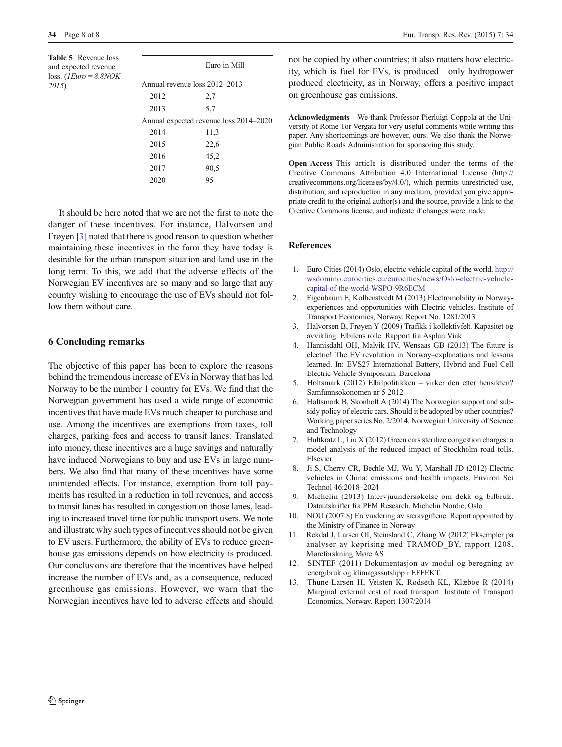Table 5 Revenue loss and expected revenue loss. (*1Euro = 8.8NOK 2015*)

| | Euro in Mill |
|---|---|
| Annual revenue loss 2012–2013 | |
| 2012 | 2,7 |
| 2013 | 5,7 |
| Annual expected revenue loss 2014–2020 | |
| 2014 | 11,3 |
| 2015 | 22,6 |
| 2016 | 45,2 |
| 2017 | 90,5 |
| 2020 | 95 |

It should be here noted that we are not the first to note the danger of these incentives. For instance, Halvorsen and Frøyen [3] noted that there is good reason to question whether maintaining these incentives in the form they have today is desirable for the urban transport situation and land use in the long term. To this, we add that the adverse effects of the Norwegian EV incentives are so many and so large that any country wishing to encourage the use of EVs should not follow them without care.

## 6 Concluding remarks

The objective of this paper has been to explore the reasons behind the tremendous increase of EVs in Norway that has led Norway to be the number 1 country for EVs. We find that the Norwegian government has used a wide range of economic incentives that have made EVs much cheaper to purchase and use. Among the incentives are exemptions from taxes, toll charges, parking fees and access to transit lanes. Translated into money, these incentives are a huge savings and naturally have induced Norwegians to buy and use EVs in large numbers. We also find that many of these incentives have some unintended effects. For instance, exemption from toll payments has resulted in a reduction in toll revenues, and access to transit lanes has resulted in congestion on those lanes, leading to increased travel time for public transport users. We note and illustrate why such types of incentives should not be given to EV users. Furthermore, the ability of EVs to reduce greenhouse gas emissions depends on how electricity is produced. Our conclusions are therefore that the incentives have helped increase the number of EVs and, as a consequence, reduced greenhouse gas emissions. However, we warn that the Norwegian incentives have led to adverse effects and should not be copied by other countries; it also matters how electricity, which is fuel for EVs, is produced—only hydropower produced electricity, as in Norway, offers a positive impact on greenhouse gas emissions.

**Acknowledgments** We thank Professor Pierluigi Coppola at the University of Rome Tor Vergata for very useful comments while writing this paper. Any shortcomings are however, ours. We also thank the Norwegian Public Roads Administration for sponsoring this study.

**Open Access** This article is distributed under the terms of the Creative Commons Attribution 4.0 International License (http://creativecommons.org/licenses/by/4.0/), which permits unrestricted use, distribution, and reproduction in any medium, provided you give appropriate credit to the original author(s) and the source, provide a link to the Creative Commons license, and indicate if changes were made.

## References

1. Euro Cities (2014) Oslo, electric vehicle capital of the world. http://wsdomino.eurocities.eu/eurocities/news/Oslo-electric-vehicle-capital-of-the-world-WSPO-9R6ECM
2. Figenbaum E, Kolbenstvedt M (2013) Electromobility in Norway-experiences and opportunities with Electric vehicles. Institute of Transport Economics, Norway. Report No. 1281/2013
3. Halvorsen B, Frøyen Y (2009) Trafikk i kollektivfelt. Kapasitet og avvikling. Elbilens rolle. Rapport fra Asplan Viak
4. Hannisdahl OH, Malvik HV, Wensaas GB (2013) The future is electric! The EV revolution in Norway–explanations and lessons learned. In: EVS27 International Battery, Hybrid and Fuel Cell Electric Vehicle Symposium. Barcelona
5. Holtsmark (2012) Elbilpolitikken – virker den etter hensikten? Samfunnsokonomen nr 5 2012
6. Holtsmark B, Skonhoft A (2014) The Norwegian support and subsidy policy of electric cars. Should it be adopted by other countries? Working paper series No. 2/2014. Norwegian University of Science and Technology
7. Hultkratz L, Liu X (2012) Green cars sterilize congestion charges: a model analysis of the reduced impact of Stockholm road tolls. Elsevier
8. Ji S, Cherry CR, Bechle MJ, Wu Y, Marshall JD (2012) Electric vehicles in China: emissions and health impacts. Environ Sci Technol 46:2018–2024
9. Michelin (2013) Intervjuundersøkelse om dekk og bilbruk. Datautskrifter fra PFM Research. Michelin Nordic, Oslo
10. NOU (2007:8) En vurdering av særavgiftene. Report appointed by the Ministry of Finance in Norway
11. Rekdal J, Larsen OI, Steinsland C, Zhang W (2012) Eksempler på analyser av køprising med TRAMOD_BY, rapport 1208. Møreforskning Møre AS
12. SINTEF (2011) Dokumentasjon av modul og beregning av energibruk og klimagassutslipp i EFFEKT.
13. Thune-Larsen H, Veisten K, Rødseth KL, Klæboe R (2014) Marginal external cost of road transport. Institute of Transport Economics, Norway. Report 1307/2014